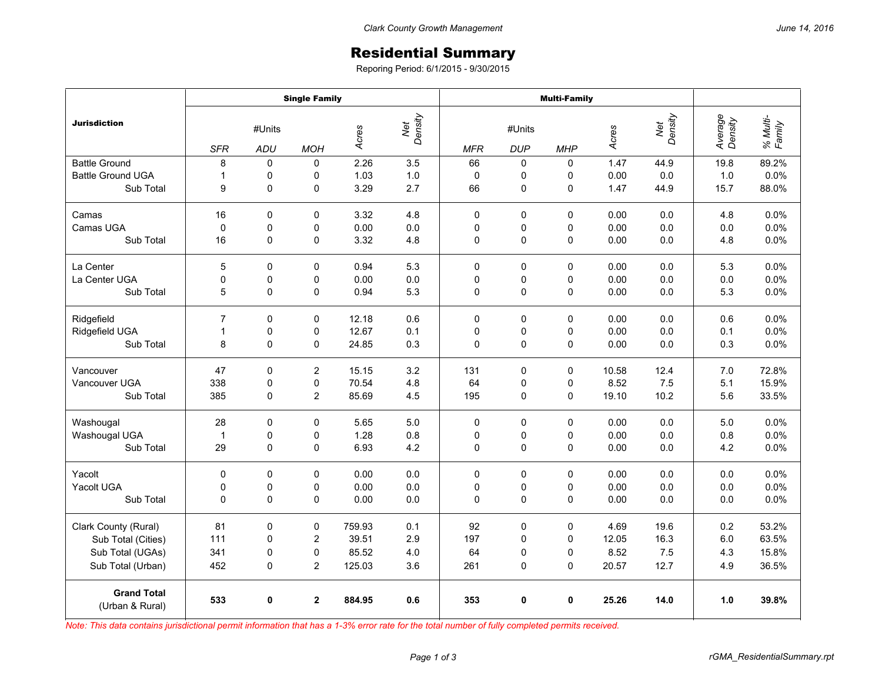# Residential Summary

Reporing Period: 6/1/2015 - 9/30/2015

| Jurisdiction | Single Family | | | | | Multi-Family | | | | | | |
|---|---|---|---|---|---|---|---|---|---|---|---|---|
| | SFR | ADU | MOH | Acres | Net Density | MFR | DUP | MHP | Acres | Net Density | Average Density | % Multi-Family |
| Battle Ground | 8 | 0 | 0 | 2.26 | 3.5 | 66 | 0 | 0 | 1.47 | 44.9 | 19.8 | 89.2% |
| Battle Ground UGA | 1 | 0 | 0 | 1.03 | 1.0 | 0 | 0 | 0 | 0.00 | 0.0 | 1.0 | 0.0% |
| Sub Total | 9 | 0 | 0 | 3.29 | 2.7 | 66 | 0 | 0 | 1.47 | 44.9 | 15.7 | 88.0% |
| Camas | 16 | 0 | 0 | 3.32 | 4.8 | 0 | 0 | 0 | 0.00 | 0.0 | 4.8 | 0.0% |
| Camas UGA | 0 | 0 | 0 | 0.00 | 0.0 | 0 | 0 | 0 | 0.00 | 0.0 | 0.0 | 0.0% |
| Sub Total | 16 | 0 | 0 | 3.32 | 4.8 | 0 | 0 | 0 | 0.00 | 0.0 | 4.8 | 0.0% |
| La Center | 5 | 0 | 0 | 0.94 | 5.3 | 0 | 0 | 0 | 0.00 | 0.0 | 5.3 | 0.0% |
| La Center UGA | 0 | 0 | 0 | 0.00 | 0.0 | 0 | 0 | 0 | 0.00 | 0.0 | 0.0 | 0.0% |
| Sub Total | 5 | 0 | 0 | 0.94 | 5.3 | 0 | 0 | 0 | 0.00 | 0.0 | 5.3 | 0.0% |
| Ridgefield | 7 | 0 | 0 | 12.18 | 0.6 | 0 | 0 | 0 | 0.00 | 0.0 | 0.6 | 0.0% |
| Ridgefield UGA | 1 | 0 | 0 | 12.67 | 0.1 | 0 | 0 | 0 | 0.00 | 0.0 | 0.1 | 0.0% |
| Sub Total | 8 | 0 | 0 | 24.85 | 0.3 | 0 | 0 | 0 | 0.00 | 0.0 | 0.3 | 0.0% |
| Vancouver | 47 | 0 | 2 | 15.15 | 3.2 | 131 | 0 | 0 | 10.58 | 12.4 | 7.0 | 72.8% |
| Vancouver UGA | 338 | 0 | 0 | 70.54 | 4.8 | 64 | 0 | 0 | 8.52 | 7.5 | 5.1 | 15.9% |
| Sub Total | 385 | 0 | 2 | 85.69 | 4.5 | 195 | 0 | 0 | 19.10 | 10.2 | 5.6 | 33.5% |
| Washougal | 28 | 0 | 0 | 5.65 | 5.0 | 0 | 0 | 0 | 0.00 | 0.0 | 5.0 | 0.0% |
| Washougal UGA | 1 | 0 | 0 | 1.28 | 0.8 | 0 | 0 | 0 | 0.00 | 0.0 | 0.8 | 0.0% |
| Sub Total | 29 | 0 | 0 | 6.93 | 4.2 | 0 | 0 | 0 | 0.00 | 0.0 | 4.2 | 0.0% |
| Yacolt | 0 | 0 | 0 | 0.00 | 0.0 | 0 | 0 | 0 | 0.00 | 0.0 | 0.0 | 0.0% |
| Yacolt UGA | 0 | 0 | 0 | 0.00 | 0.0 | 0 | 0 | 0 | 0.00 | 0.0 | 0.0 | 0.0% |
| Sub Total | 0 | 0 | 0 | 0.00 | 0.0 | 0 | 0 | 0 | 0.00 | 0.0 | 0.0 | 0.0% |
| Clark County (Rural) | 81 | 0 | 0 | 759.93 | 0.1 | 92 | 0 | 0 | 4.69 | 19.6 | 0.2 | 53.2% |
| Sub Total (Cities) | 111 | 0 | 2 | 39.51 | 2.9 | 197 | 0 | 0 | 12.05 | 16.3 | 6.0 | 63.5% |
| Sub Total (UGAs) | 341 | 0 | 0 | 85.52 | 4.0 | 64 | 0 | 0 | 8.52 | 7.5 | 4.3 | 15.8% |
| Sub Total (Urban) | 452 | 0 | 2 | 125.03 | 3.6 | 261 | 0 | 0 | 20.57 | 12.7 | 4.9 | 36.5% |
| **Grand Total** (Urban & Rural) | **533** | **0** | **2** | **884.95** | **0.6** | **353** | **0** | **0** | **25.26** | **14.0** | **1.0** | **39.8%** |

*Note: This data contains jurisdictional permit information that has a 1-3% error rate for the total number of fully completed permits received.*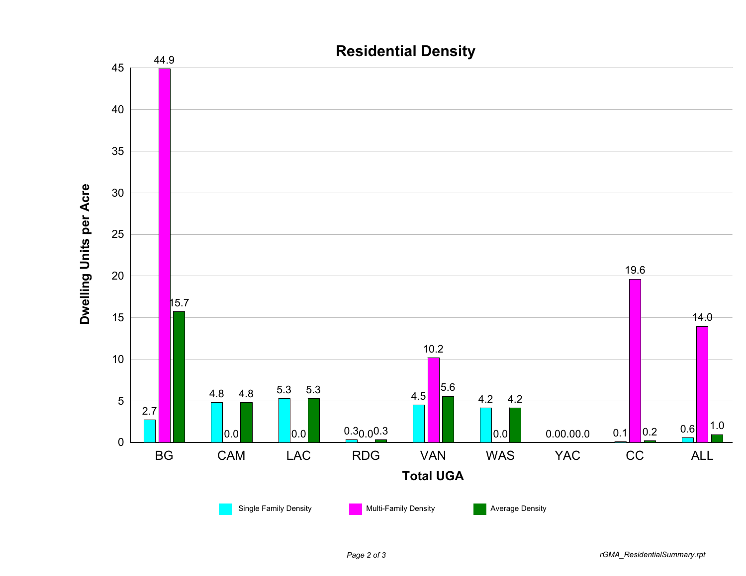## Residential Density

| Total UGA | Single Family Density | Multi-Family Density | Average Density |
|---|---|---|---|
| BG | 2.7 | 44.9 | 15.7 |
| CAM | 4.8 | 0.0 | 4.8 |
| LAC | 5.3 | 0.0 | 5.3 |
| RDG | 0.3 | 0.0 | 0.3 |
| VAN | 4.5 | 10.2 | 5.6 |
| WAS | 4.2 | 0.0 | 4.2 |
| YAC | 0.0 | 0.0 | 0.0 |
| CC | 0.1 | 19.6 | 0.2 |
| ALL | 0.6 | 14.0 | 1.0 |

Dwelling Units per Acre

rGMA_ResidentialSummary.rpt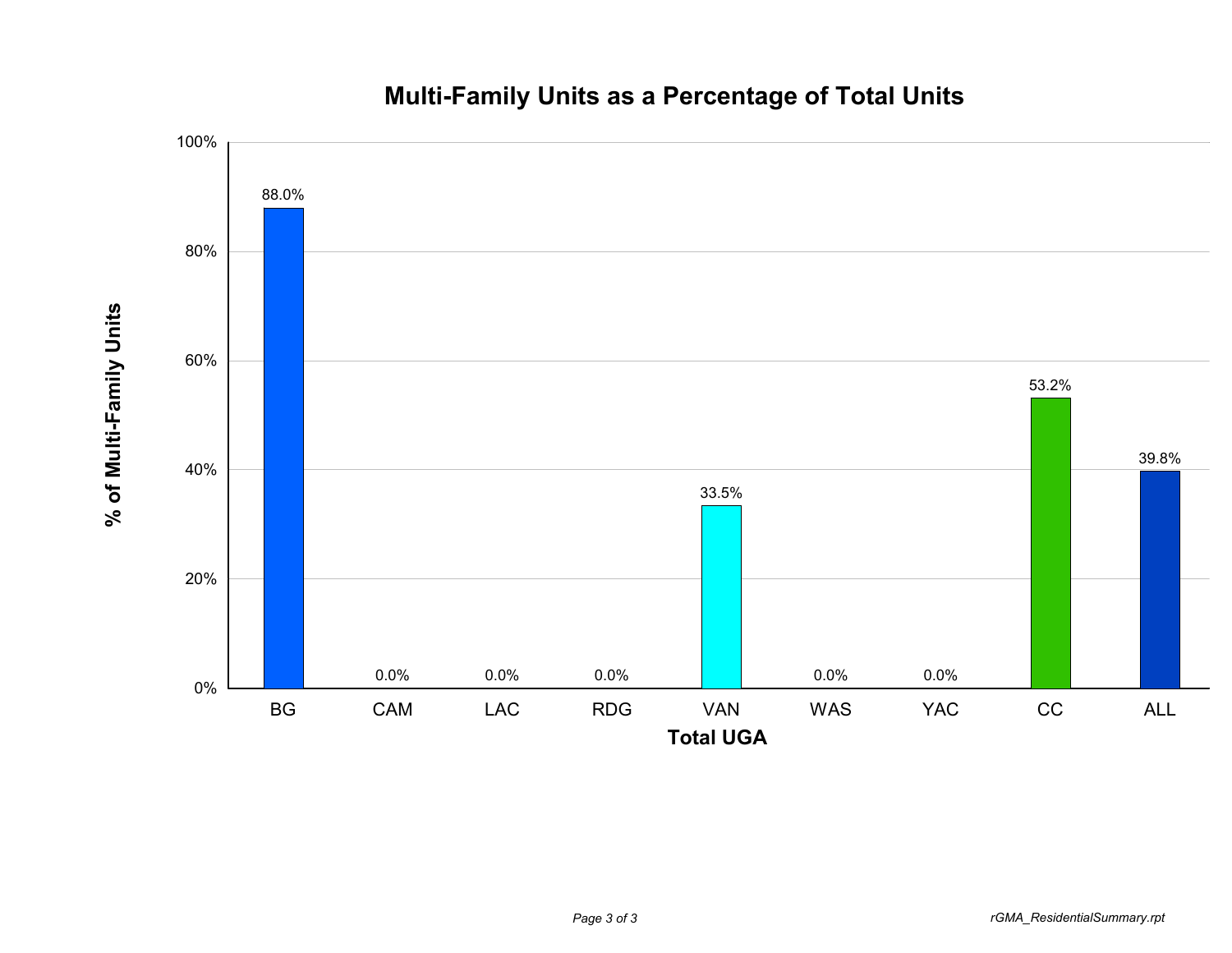## Multi-Family Units as a Percentage of Total Units

% of Multi-Family Units

100%
80%
60%
40%
20%
0%

88.0%
0.0%
0.0%
0.0%
33.5%
0.0%
0.0%
53.2%
39.8%

BG
CAM
LAC
RDG
VAN
WAS
YAC
CC
ALL

**Total UGA**

*rGMA_ResidentialSummary.rpt*